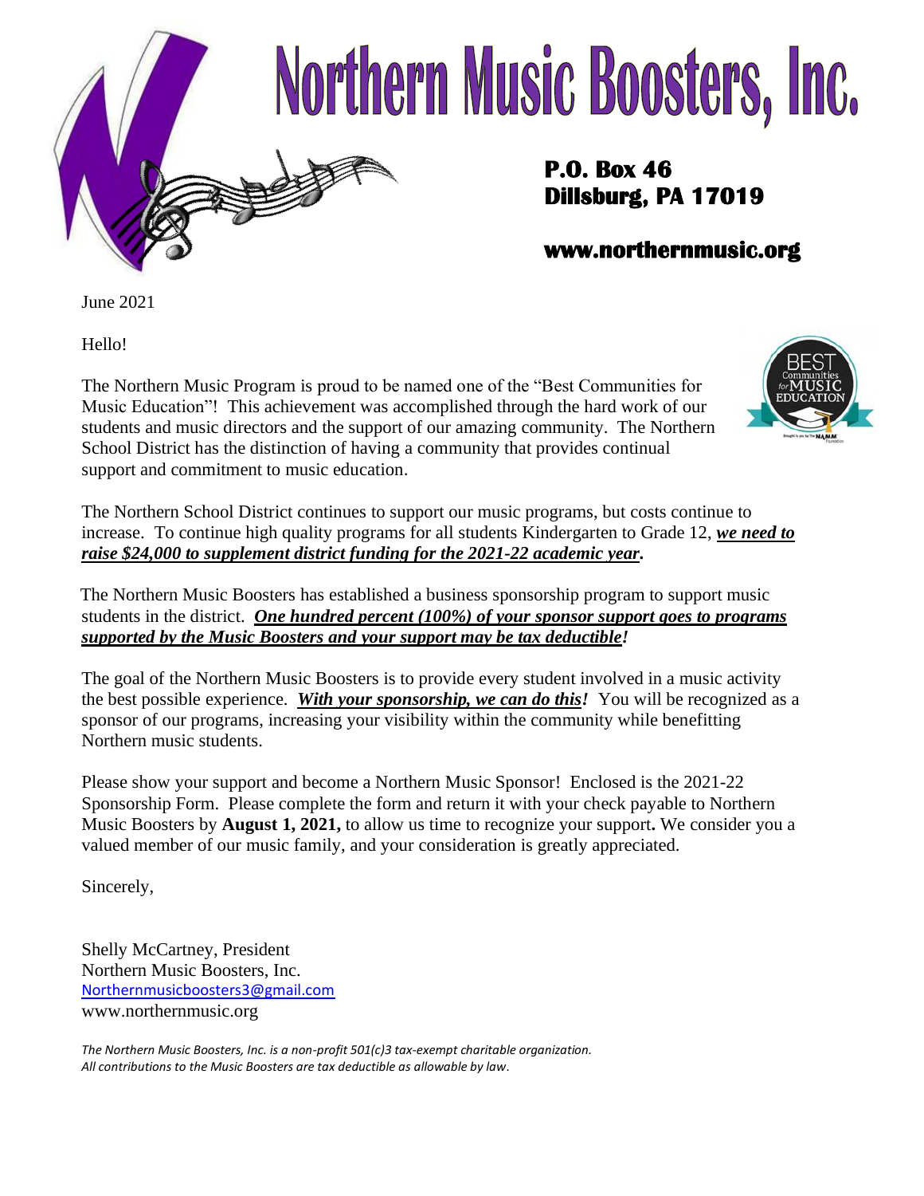# Northern Music Boosters, Inc.

**P.O. Box 46**
**Dillsburg, PA 17019**

**www.northernmusic.org**

June 2021

Hello!

The Northern Music Program is proud to be named one of the "Best Communities for Music Education"! This achievement was accomplished through the hard work of our students and music directors and the support of our amazing community. The Northern School District has the distinction of having a community that provides continual support and commitment to music education.

The Northern School District continues to support our music programs, but costs continue to increase. To continue high quality programs for all students Kindergarten to Grade 12, ***we need to raise $24,000 to supplement district funding for the 2021-22 academic year.***

The Northern Music Boosters has established a business sponsorship program to support music students in the district. ***One hundred percent (100%) of your sponsor support goes to programs supported by the Music Boosters and your support may be tax deductible!***

The goal of the Northern Music Boosters is to provide every student involved in a music activity the best possible experience. ***With your sponsorship, we can do this!*** You will be recognized as a sponsor of our programs, increasing your visibility within the community while benefitting Northern music students.

Please show your support and become a Northern Music Sponsor! Enclosed is the 2021-22 Sponsorship Form. Please complete the form and return it with your check payable to Northern Music Boosters by **August 1, 2021,** to allow us time to recognize your support**.** We consider you a valued member of our music family, and your consideration is greatly appreciated.

Sincerely,

Shelly McCartney, President
Northern Music Boosters, Inc.
Northernmusicboosters3@gmail.com
www.northernmusic.org

*The Northern Music Boosters, Inc. is a non-profit 501(c)3 tax-exempt charitable organization.*
*All contributions to the Music Boosters are tax deductible as allowable by law.*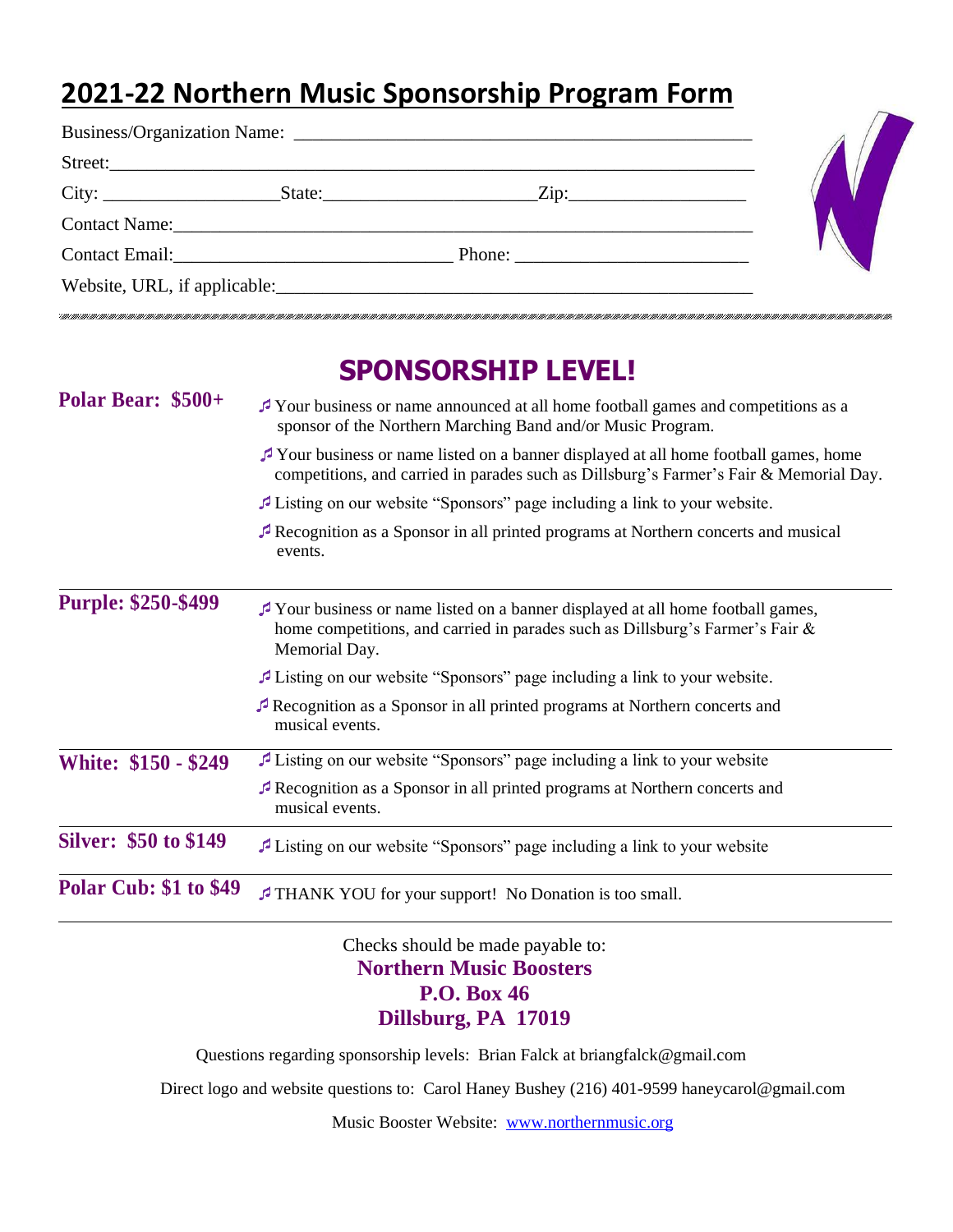# 2021-22 Northern Music Sponsorship Program Form

Business/Organization Name: ________________________________________________

Street: ______________________________________________________________

City: __________________ State: ____________________ Zip: __________________

Contact Name: _________________________________________________________

Contact Email: ____________________________ Phone: ______________________

Website, URL, if applicable: _______________________________________________

## SPONSORSHIP LEVEL!

**Polar Bear: $500+**

- ♬ Your business or name announced at all home football games and competitions as a sponsor of the Northern Marching Band and/or Music Program.
- ♬ Your business or name listed on a banner displayed at all home football games, home competitions, and carried in parades such as Dillsburg's Farmer's Fair & Memorial Day.
- ♬ Listing on our website "Sponsors" page including a link to your website.
- ♬ Recognition as a Sponsor in all printed programs at Northern concerts and musical events.

**Purple: $250-$499**

- ♬ Your business or name listed on a banner displayed at all home football games, home competitions, and carried in parades such as Dillsburg's Farmer's Fair & Memorial Day.
- ♬ Listing on our website "Sponsors" page including a link to your website.
- ♬ Recognition as a Sponsor in all printed programs at Northern concerts and musical events.

**White: $150 - $249**

- ♬ Listing on our website "Sponsors" page including a link to your website
- ♬ Recognition as a Sponsor in all printed programs at Northern concerts and musical events.

**Silver: $50 to $149**

- ♬ Listing on our website "Sponsors" page including a link to your website

**Polar Cub: $1 to $49**

- ♬ THANK YOU for your support! No Donation is too small.

Checks should be made payable to:

**Northern Music Boosters**
**P.O. Box 46**
**Dillsburg, PA 17019**

Questions regarding sponsorship levels: Brian Falck at briangfalck@gmail.com

Direct logo and website questions to: Carol Haney Bushey (216) 401-9599 haneycarol@gmail.com

Music Booster Website: www.northernmusic.org